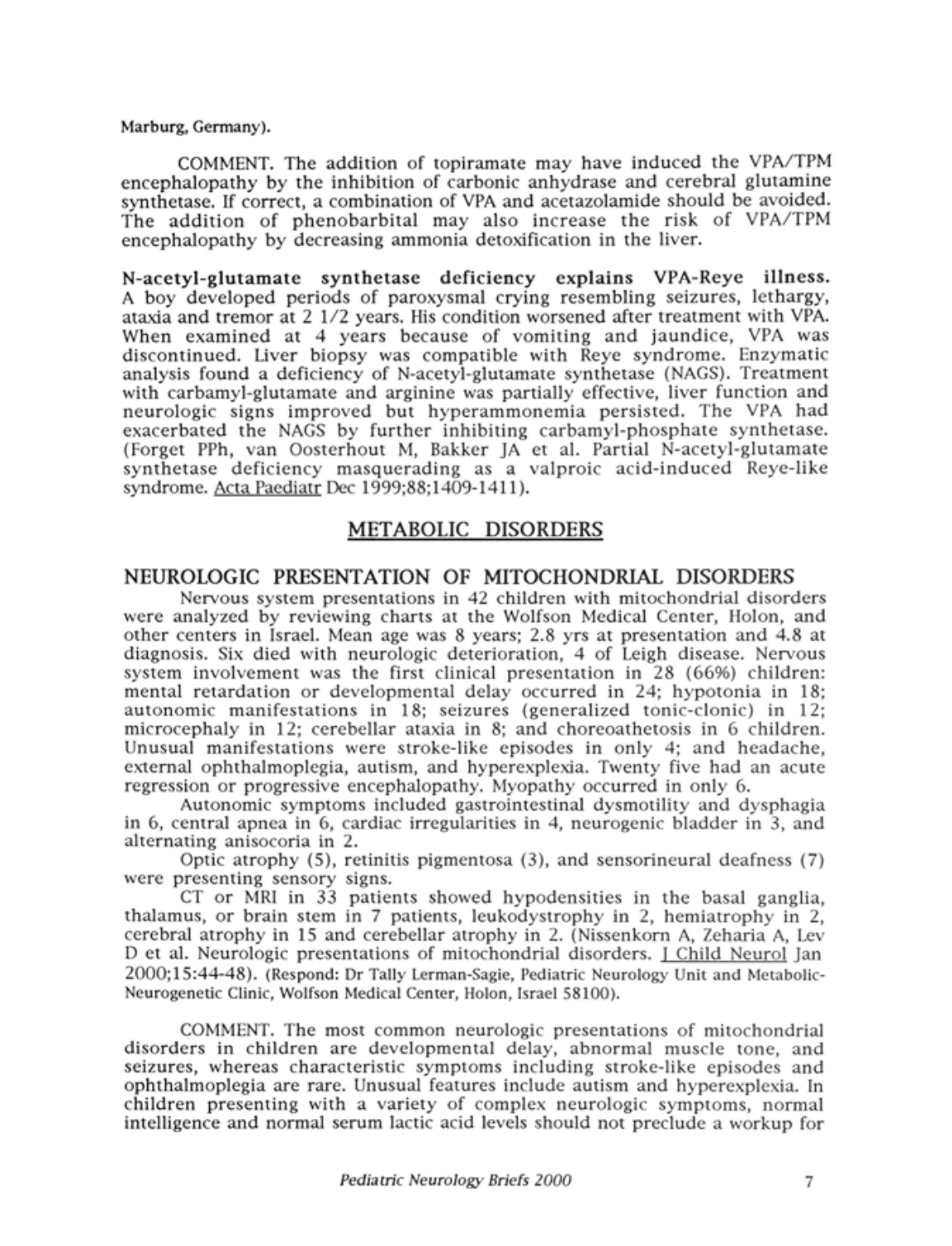Marburg, Germany).

COMMENT. The addition of topiramate may have induced the VPA/TPM encephalopathy by the inhibition of carbonic anhydrase and cerebral glutamine synthetase. If correct, a combination of VPA and acetazolamide should be avoided. The addition of phenobarbital may also increase the risk of VPA/TPM encephalopathy by decreasing ammonia detoxification in the liver.

**N-acetyl-glutamate synthetase deficiency explains VPA-Reye illness.** A boy developed periods of paroxysmal crying resembling seizures, lethargy, ataxia and tremor at 2 1/2 years. His condition worsened after treatment with VPA. When examined at 4 years because of vomiting and jaundice, VPA was discontinued. Liver biopsy was compatible with Reye syndrome. Enzymatic analysis found a deficiency of N-acetyl-glutamate synthetase (NAGS). Treatment with carbamyl-glutamate and arginine was partially effective, liver function and neurologic signs improved but hyperammonemia persisted. The VPA had exacerbated the NAGS by further inhibiting carbamyl-phosphate synthetase. (Forget PPh, van Oosterhout M, Bakker JA et al. Partial N-acetyl-glutamate synthetase deficiency masquerading as a valproic acid-induced Reye-like syndrome. Acta Paediatr Dec 1999;88;1409-1411).

## METABOLIC DISORDERS

### NEUROLOGIC PRESENTATION OF MITOCHONDRIAL DISORDERS

Nervous system presentations in 42 children with mitochondrial disorders were analyzed by reviewing charts at the Wolfson Medical Center, Holon, and other centers in Israel. Mean age was 8 years; 2.8 yrs at presentation and 4.8 at diagnosis. Six died with neurologic deterioration, 4 of Leigh disease. Nervous system involvement was the first clinical presentation in 28 (66%) children: mental retardation or developmental delay occurred in 24; hypotonia in 18; autonomic manifestations in 18; seizures (generalized tonic-clonic) in 12; microcephaly in 12; cerebellar ataxia in 8; and choreoathetosis in 6 children. Unusual manifestations were stroke-like episodes in only 4; and headache, external ophthalmoplegia, autism, and hyperexplexia. Twenty five had an acute regression or progressive encephalopathy. Myopathy occurred in only 6.

Autonomic symptoms included gastrointestinal dysmotility and dysphagia in 6, central apnea in 6, cardiac irregularities in 4, neurogenic bladder in 3, and alternating anisocoria in 2.

Optic atrophy (5), retinitis pigmentosa (3), and sensorineural deafness (7) were presenting sensory signs.

CT or MRI in 33 patients showed hypodensities in the basal ganglia, thalamus, or brain stem in 7 patients, leukodystrophy in 2, hemiatrophy in 2, cerebral atrophy in 15 and cerebellar atrophy in 2. (Nissenkorn A, Zeharia A, Lev D et al. Neurologic presentations of mitochondrial disorders. J Child Neurol Jan 2000;15:44-48). (Respond: Dr Tally Lerman-Sagie, Pediatric Neurology Unit and Metabolic-Neurogenetic Clinic, Wolfson Medical Center, Holon, Israel 58100).

COMMENT. The most common neurologic presentations of mitochondrial disorders in children are developmental delay, abnormal muscle tone, and seizures, whereas characteristic symptoms including stroke-like episodes and ophthalmoplegia are rare. Unusual features include autism and hyperexplexia. In children presenting with a variety of complex neurologic symptoms, normal intelligence and normal serum lactic acid levels should not preclude a workup for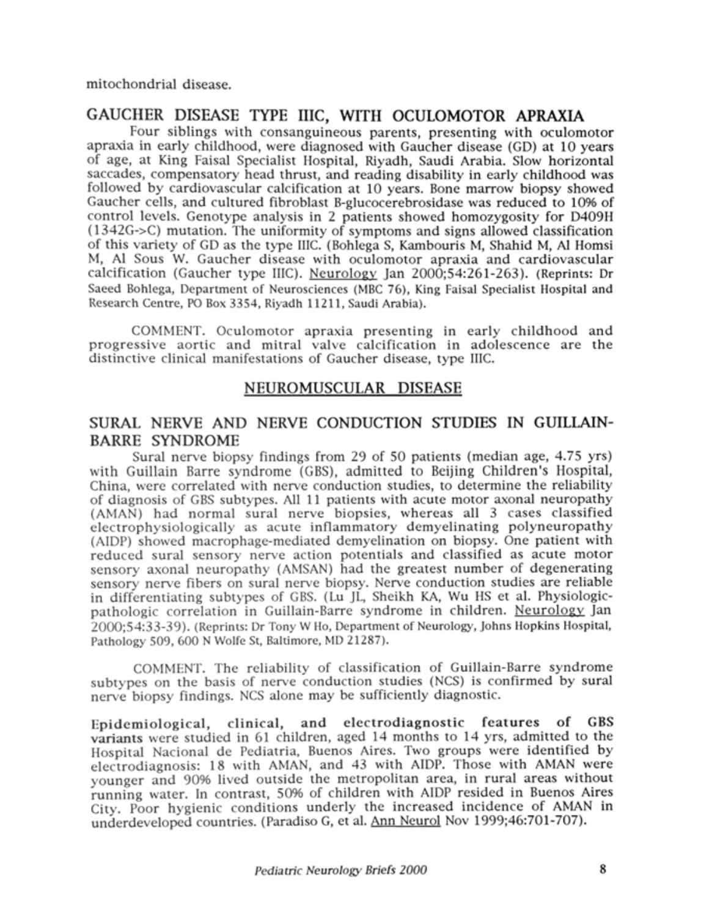mitochondrial disease.

## GAUCHER DISEASE TYPE IIIC, WITH OCULOMOTOR APRAXIA

Four siblings with consanguineous parents, presenting with oculomotor apraxia in early childhood, were diagnosed with Gaucher disease (GD) at 10 years of age, at King Faisal Specialist Hospital, Riyadh, Saudi Arabia. Slow horizontal saccades, compensatory head thrust, and reading disability in early childhood was followed by cardiovascular calcification at 10 years. Bone marrow biopsy showed Gaucher cells, and cultured fibroblast B-glucocerebrosidase was reduced to 10% of control levels. Genotype analysis in 2 patients showed homozygosity for D409H (1342G->C) mutation. The uniformity of symptoms and signs allowed classification of this variety of GD as the type IIIC. (Bohlega S, Kambouris M, Shahid M, Al Homsi M, Al Sous W. Gaucher disease with oculomotor apraxia and cardiovascular calcification (Gaucher type IIIC). Neurology Jan 2000;54:261-263). (Reprints: Dr Saeed Bohlega, Department of Neurosciences (MBC 76), King Faisal Specialist Hospital and Research Centre, PO Box 3354, Riyadh 11211, Saudi Arabia).

COMMENT. Oculomotor apraxia presenting in early childhood and progressive aortic and mitral valve calcification in adolescence are the distinctive clinical manifestations of Gaucher disease, type IIIC.

## NEUROMUSCULAR DISEASE

## SURAL NERVE AND NERVE CONDUCTION STUDIES IN GUILLAIN-BARRE SYNDROME

Sural nerve biopsy findings from 29 of 50 patients (median age, 4.75 yrs) with Guillain Barre syndrome (GBS), admitted to Beijing Children's Hospital, China, were correlated with nerve conduction studies, to determine the reliability of diagnosis of GBS subtypes. All 11 patients with acute motor axonal neuropathy (AMAN) had normal sural nerve biopsies, whereas all 3 cases classified electrophysiologically as acute inflammatory demyelinating polyneuropathy (AIDP) showed macrophage-mediated demyelination on biopsy. One patient with reduced sural sensory nerve action potentials and classified as acute motor sensory axonal neuropathy (AMSAN) had the greatest number of degenerating sensory nerve fibers on sural nerve biopsy. Nerve conduction studies are reliable in differentiating subtypes of GBS. (Lu JL, Sheikh KA, Wu HS et al. Physiologic-pathologic correlation in Guillain-Barre syndrome in children. Neurology Jan 2000;54:33-39). (Reprints: Dr Tony W Ho, Department of Neurology, Johns Hopkins Hospital, Pathology 509, 600 N Wolfe St, Baltimore, MD 21287).

COMMENT. The reliability of classification of Guillain-Barre syndrome subtypes on the basis of nerve conduction studies (NCS) is confirmed by sural nerve biopsy findings. NCS alone may be sufficiently diagnostic.

**Epidemiological, clinical, and electrodiagnostic features of GBS variants** were studied in 61 children, aged 14 months to 14 yrs, admitted to the Hospital Nacional de Pediatria, Buenos Aires. Two groups were identified by electrodiagnosis: 18 with AMAN, and 43 with AIDP. Those with AMAN were younger and 90% lived outside the metropolitan area, in rural areas without running water. In contrast, 50% of children with AIDP resided in Buenos Aires City. Poor hygienic conditions underly the increased incidence of AMAN in underdeveloped countries. (Paradiso G, et al. Ann Neurol Nov 1999;46:701-707).